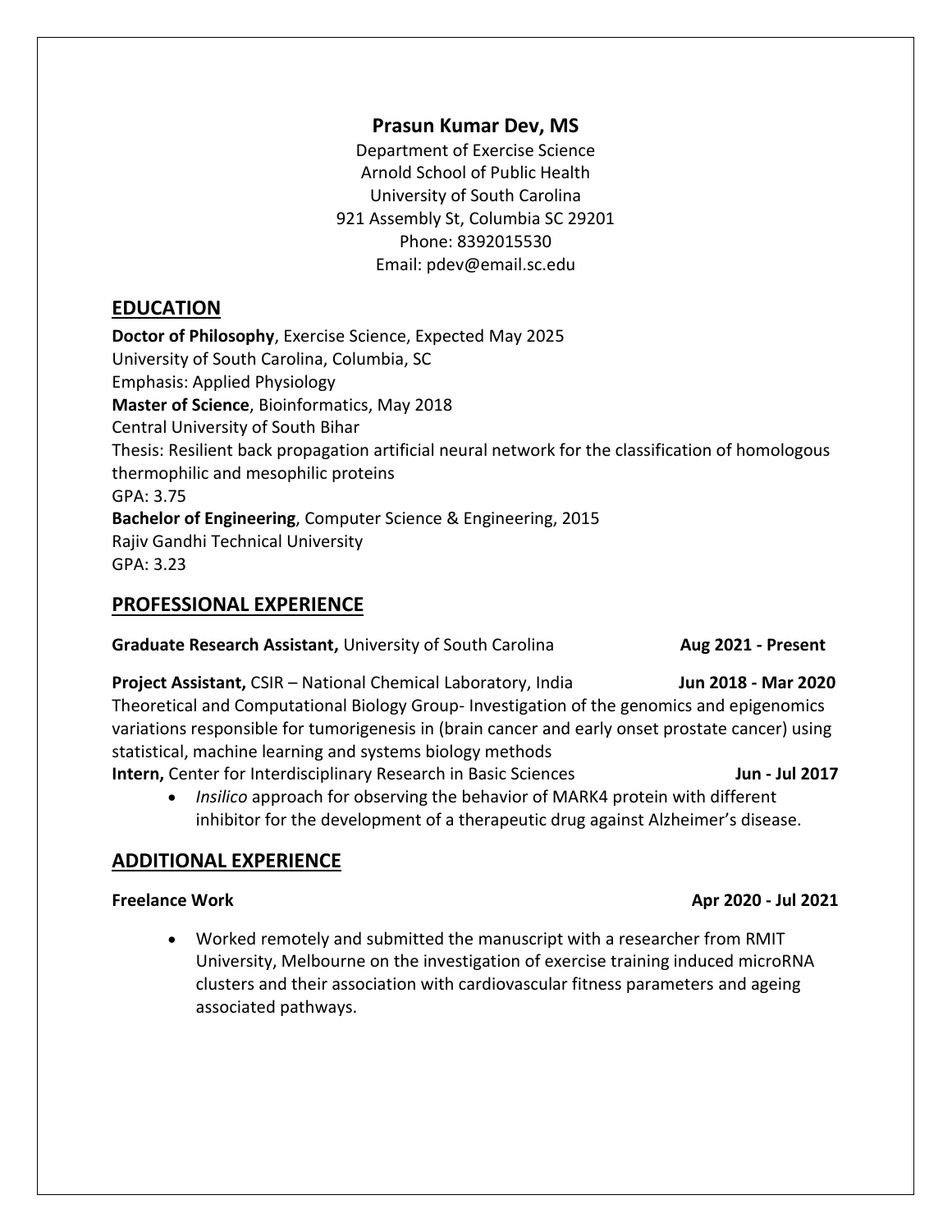# Prasun Kumar Dev, MS

Department of Exercise Science
Arnold School of Public Health
University of South Carolina
921 Assembly St, Columbia SC 29201
Phone: 8392015530
Email: pdev@email.sc.edu

## EDUCATION

**Doctor of Philosophy**, Exercise Science, Expected May 2025
University of South Carolina, Columbia, SC
Emphasis: Applied Physiology

**Master of Science**, Bioinformatics, May 2018
Central University of South Bihar
Thesis: Resilient back propagation artificial neural network for the classification of homologous thermophilic and mesophilic proteins
GPA: 3.75

**Bachelor of Engineering**, Computer Science & Engineering, 2015
Rajiv Gandhi Technical University
GPA: 3.23

## PROFESSIONAL EXPERIENCE

**Graduate Research Assistant,** University of South Carolina **Aug 2021 - Present**

**Project Assistant,** CSIR – National Chemical Laboratory, India **Jun 2018 - Mar 2020**
Theoretical and Computational Biology Group- Investigation of the genomics and epigenomics variations responsible for tumorigenesis in (brain cancer and early onset prostate cancer) using statistical, machine learning and systems biology methods

**Intern,** Center for Interdisciplinary Research in Basic Sciences **Jun - Jul 2017**

- *Insilico* approach for observing the behavior of MARK4 protein with different inhibitor for the development of a therapeutic drug against Alzheimer's disease.

## ADDITIONAL EXPERIENCE

**Freelance Work** **Apr 2020 - Jul 2021**

- Worked remotely and submitted the manuscript with a researcher from RMIT University, Melbourne on the investigation of exercise training induced microRNA clusters and their association with cardiovascular fitness parameters and ageing associated pathways.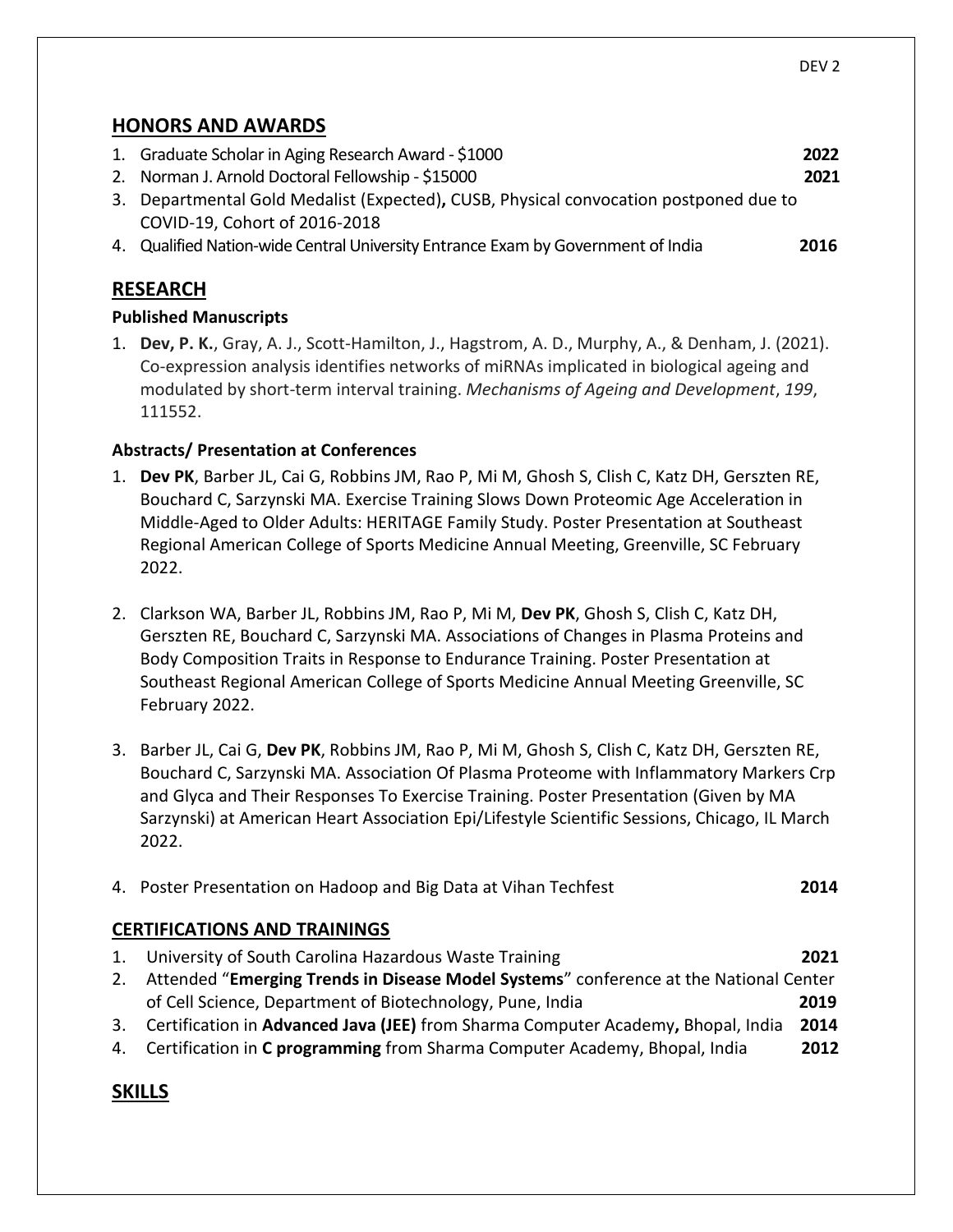## HONORS AND AWARDS

1. Graduate Scholar in Aging Research Award - $1000 **2022**
2. Norman J. Arnold Doctoral Fellowship - $15000 **2021**
3. Departmental Gold Medalist (Expected)**,** CUSB, Physical convocation postponed due to COVID-19, Cohort of 2016-2018
4. Qualified Nation-wide Central University Entrance Exam by Government of India **2016**

## RESEARCH

### Published Manuscripts

1. **Dev, P. K.**, Gray, A. J., Scott-Hamilton, J., Hagstrom, A. D., Murphy, A., & Denham, J. (2021). Co-expression analysis identifies networks of miRNAs implicated in biological ageing and modulated by short-term interval training. *Mechanisms of Ageing and Development*, *199*, 111552.

### Abstracts/ Presentation at Conferences

1. **Dev PK**, Barber JL, Cai G, Robbins JM, Rao P, Mi M, Ghosh S, Clish C, Katz DH, Gerszten RE, Bouchard C, Sarzynski MA. Exercise Training Slows Down Proteomic Age Acceleration in Middle-Aged to Older Adults: HERITAGE Family Study. Poster Presentation at Southeast Regional American College of Sports Medicine Annual Meeting, Greenville, SC February 2022.

2. Clarkson WA, Barber JL, Robbins JM, Rao P, Mi M, **Dev PK**, Ghosh S, Clish C, Katz DH, Gerszten RE, Bouchard C, Sarzynski MA. Associations of Changes in Plasma Proteins and Body Composition Traits in Response to Endurance Training. Poster Presentation at Southeast Regional American College of Sports Medicine Annual Meeting Greenville, SC February 2022.

3. Barber JL, Cai G, **Dev PK**, Robbins JM, Rao P, Mi M, Ghosh S, Clish C, Katz DH, Gerszten RE, Bouchard C, Sarzynski MA. Association Of Plasma Proteome with Inflammatory Markers Crp and Glyca and Their Responses To Exercise Training. Poster Presentation (Given by MA Sarzynski) at American Heart Association Epi/Lifestyle Scientific Sessions, Chicago, IL March 2022.

4. Poster Presentation on Hadoop and Big Data at Vihan Techfest **2014**

## CERTIFICATIONS AND TRAININGS

1. University of South Carolina Hazardous Waste Training **2021**
2. Attended "**Emerging Trends in Disease Model Systems**" conference at the National Center of Cell Science, Department of Biotechnology, Pune, India **2019**
3. Certification in **Advanced Java (JEE)** from Sharma Computer Academy**,** Bhopal, India **2014**
4. Certification in **C programming** from Sharma Computer Academy, Bhopal, India **2012**

## SKILLS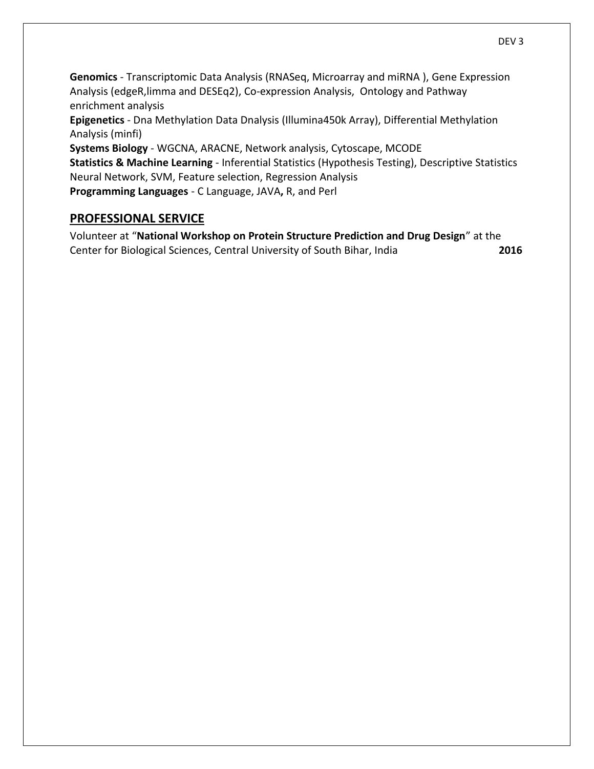**Genomics** - Transcriptomic Data Analysis (RNASeq, Microarray and miRNA ), Gene Expression Analysis (edgeR,limma and DESEq2), Co-expression Analysis, Ontology and Pathway enrichment analysis
**Epigenetics** - Dna Methylation Data Dnalysis (Illumina450k Array), Differential Methylation Analysis (minfi)
**Systems Biology** - WGCNA, ARACNE, Network analysis, Cytoscape, MCODE
**Statistics & Machine Learning** - Inferential Statistics (Hypothesis Testing), Descriptive Statistics Neural Network, SVM, Feature selection, Regression Analysis
**Programming Languages** - C Language, JAVA**,** R, and Perl

## PROFESSIONAL SERVICE

Volunteer at "**National Workshop on Protein Structure Prediction and Drug Design**" at the Center for Biological Sciences, Central University of South Bihar, India **2016**